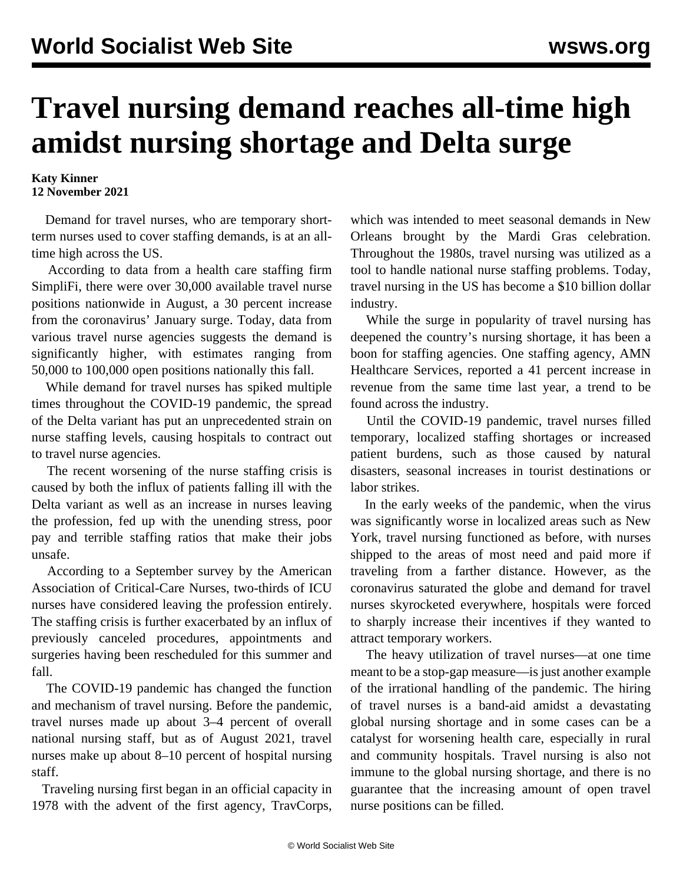# Travel nursing demand reaches all-time high amidst nursing shortage and Delta surge

**Katy Kinner**
**12 November 2021**

Demand for travel nurses, who are temporary short-term nurses used to cover staffing demands, is at an all-time high across the US.

According to data from a health care staffing firm SimpliFi, there were over 30,000 available travel nurse positions nationwide in August, a 30 percent increase from the coronavirus' January surge. Today, data from various travel nurse agencies suggests the demand is significantly higher, with estimates ranging from 50,000 to 100,000 open positions nationally this fall.

While demand for travel nurses has spiked multiple times throughout the COVID-19 pandemic, the spread of the Delta variant has put an unprecedented strain on nurse staffing levels, causing hospitals to contract out to travel nurse agencies.

The recent worsening of the nurse staffing crisis is caused by both the influx of patients falling ill with the Delta variant as well as an increase in nurses leaving the profession, fed up with the unending stress, poor pay and terrible staffing ratios that make their jobs unsafe.

According to a September survey by the American Association of Critical-Care Nurses, two-thirds of ICU nurses have considered leaving the profession entirely. The staffing crisis is further exacerbated by an influx of previously canceled procedures, appointments and surgeries having been rescheduled for this summer and fall.

The COVID-19 pandemic has changed the function and mechanism of travel nursing. Before the pandemic, travel nurses made up about 3–4 percent of overall national nursing staff, but as of August 2021, travel nurses make up about 8–10 percent of hospital nursing staff.

Traveling nursing first began in an official capacity in 1978 with the advent of the first agency, TravCorps, which was intended to meet seasonal demands in New Orleans brought by the Mardi Gras celebration. Throughout the 1980s, travel nursing was utilized as a tool to handle national nurse staffing problems. Today, travel nursing in the US has become a $10 billion dollar industry.

While the surge in popularity of travel nursing has deepened the country's nursing shortage, it has been a boon for staffing agencies. One staffing agency, AMN Healthcare Services, reported a 41 percent increase in revenue from the same time last year, a trend to be found across the industry.

Until the COVID-19 pandemic, travel nurses filled temporary, localized staffing shortages or increased patient burdens, such as those caused by natural disasters, seasonal increases in tourist destinations or labor strikes.

In the early weeks of the pandemic, when the virus was significantly worse in localized areas such as New York, travel nursing functioned as before, with nurses shipped to the areas of most need and paid more if traveling from a farther distance. However, as the coronavirus saturated the globe and demand for travel nurses skyrocketed everywhere, hospitals were forced to sharply increase their incentives if they wanted to attract temporary workers.

The heavy utilization of travel nurses—at one time meant to be a stop-gap measure—is just another example of the irrational handling of the pandemic. The hiring of travel nurses is a band-aid amidst a devastating global nursing shortage and in some cases can be a catalyst for worsening health care, especially in rural and community hospitals. Travel nursing is also not immune to the global nursing shortage, and there is no guarantee that the increasing amount of open travel nurse positions can be filled.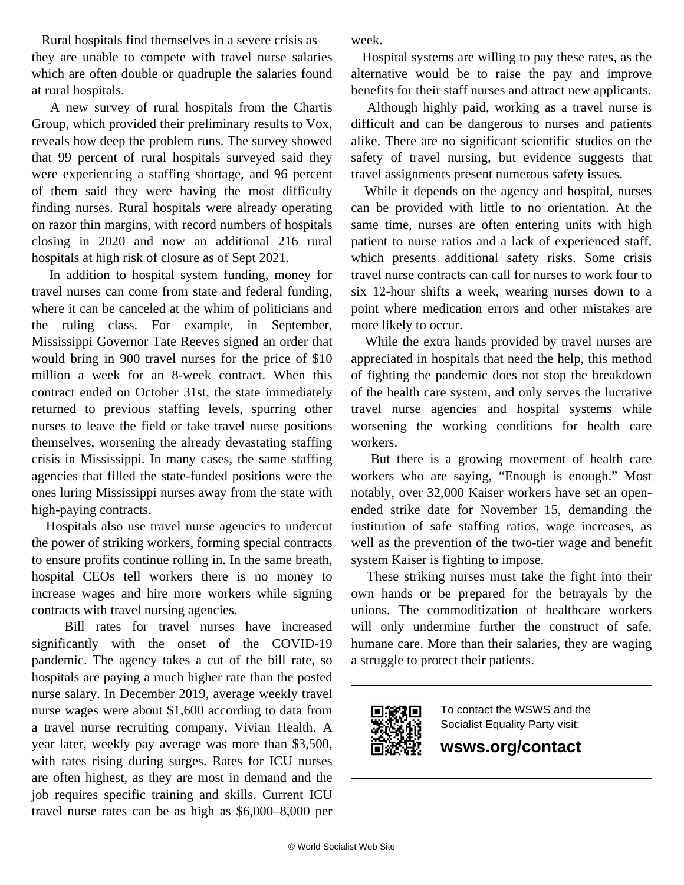Rural hospitals find themselves in a severe crisis as they are unable to compete with travel nurse salaries which are often double or quadruple the salaries found at rural hospitals.

A new survey of rural hospitals from the Chartis Group, which provided their preliminary results to Vox, reveals how deep the problem runs. The survey showed that 99 percent of rural hospitals surveyed said they were experiencing a staffing shortage, and 96 percent of them said they were having the most difficulty finding nurses. Rural hospitals were already operating on razor thin margins, with record numbers of hospitals closing in 2020 and now an additional 216 rural hospitals at high risk of closure as of Sept 2021.

In addition to hospital system funding, money for travel nurses can come from state and federal funding, where it can be canceled at the whim of politicians and the ruling class. For example, in September, Mississippi Governor Tate Reeves signed an order that would bring in 900 travel nurses for the price of $10 million a week for an 8-week contract. When this contract ended on October 31st, the state immediately returned to previous staffing levels, spurring other nurses to leave the field or take travel nurse positions themselves, worsening the already devastating staffing crisis in Mississippi. In many cases, the same staffing agencies that filled the state-funded positions were the ones luring Mississippi nurses away from the state with high-paying contracts.

Hospitals also use travel nurse agencies to undercut the power of striking workers, forming special contracts to ensure profits continue rolling in. In the same breath, hospital CEOs tell workers there is no money to increase wages and hire more workers while signing contracts with travel nursing agencies.

Bill rates for travel nurses have increased significantly with the onset of the COVID-19 pandemic. The agency takes a cut of the bill rate, so hospitals are paying a much higher rate than the posted nurse salary. In December 2019, average weekly travel nurse wages were about $1,600 according to data from a travel nurse recruiting company, Vivian Health. A year later, weekly pay average was more than $3,500, with rates rising during surges. Rates for ICU nurses are often highest, as they are most in demand and the job requires specific training and skills. Current ICU travel nurse rates can be as high as $6,000–8,000 per week.

Hospital systems are willing to pay these rates, as the alternative would be to raise the pay and improve benefits for their staff nurses and attract new applicants.

Although highly paid, working as a travel nurse is difficult and can be dangerous to nurses and patients alike. There are no significant scientific studies on the safety of travel nursing, but evidence suggests that travel assignments present numerous safety issues.

While it depends on the agency and hospital, nurses can be provided with little to no orientation. At the same time, nurses are often entering units with high patient to nurse ratios and a lack of experienced staff, which presents additional safety risks. Some crisis travel nurse contracts can call for nurses to work four to six 12-hour shifts a week, wearing nurses down to a point where medication errors and other mistakes are more likely to occur.

While the extra hands provided by travel nurses are appreciated in hospitals that need the help, this method of fighting the pandemic does not stop the breakdown of the health care system, and only serves the lucrative travel nurse agencies and hospital systems while worsening the working conditions for health care workers.

But there is a growing movement of health care workers who are saying, "Enough is enough." Most notably, over 32,000 Kaiser workers have set an open-ended strike date for November 15, demanding the institution of safe staffing ratios, wage increases, as well as the prevention of the two-tier wage and benefit system Kaiser is fighting to impose.

These striking nurses must take the fight into their own hands or be prepared for the betrayals by the unions. The commoditization of healthcare workers will only undermine further the construct of safe, humane care. More than their salaries, they are waging a struggle to protect their patients.

To contact the WSWS and the Socialist Equality Party visit:

**wsws.org/contact**